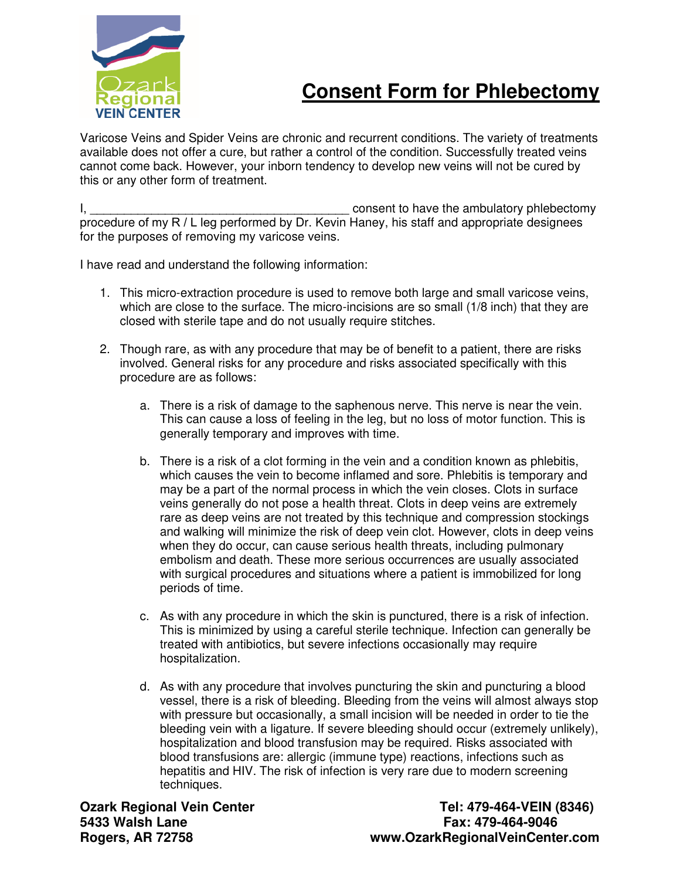# Consent Form for Phlebectomy

Varicose Veins and Spider Veins are chronic and recurrent conditions. The variety of treatments available does not offer a cure, but rather a control of the condition. Successfully treated veins cannot come back. However, your inborn tendency to develop new veins will not be cured by this or any other form of treatment.

I, ______________________________________ consent to have the ambulatory phlebectomy procedure of my R / L leg performed by Dr. Kevin Haney, his staff and appropriate designees for the purposes of removing my varicose veins.

I have read and understand the following information:

1. This micro-extraction procedure is used to remove both large and small varicose veins, which are close to the surface. The micro-incisions are so small (1/8 inch) that they are closed with sterile tape and do not usually require stitches.

2. Though rare, as with any procedure that may be of benefit to a patient, there are risks involved. General risks for any procedure and risks associated specifically with this procedure are as follows:

   a. There is a risk of damage to the saphenous nerve. This nerve is near the vein. This can cause a loss of feeling in the leg, but no loss of motor function. This is generally temporary and improves with time.

   b. There is a risk of a clot forming in the vein and a condition known as phlebitis, which causes the vein to become inflamed and sore. Phlebitis is temporary and may be a part of the normal process in which the vein closes. Clots in surface veins generally do not pose a health threat. Clots in deep veins are extremely rare as deep veins are not treated by this technique and compression stockings and walking will minimize the risk of deep vein clot. However, clots in deep veins when they do occur, can cause serious health threats, including pulmonary embolism and death. These more serious occurrences are usually associated with surgical procedures and situations where a patient is immobilized for long periods of time.

   c. As with any procedure in which the skin is punctured, there is a risk of infection. This is minimized by using a careful sterile technique. Infection can generally be treated with antibiotics, but severe infections occasionally may require hospitalization.

   d. As with any procedure that involves puncturing the skin and puncturing a blood vessel, there is a risk of bleeding. Bleeding from the veins will almost always stop with pressure but occasionally, a small incision will be needed in order to tie the bleeding vein with a ligature. If severe bleeding should occur (extremely unlikely), hospitalization and blood transfusion may be required. Risks associated with blood transfusions are: allergic (immune type) reactions, infections such as hepatitis and HIV. The risk of infection is very rare due to modern screening techniques.

**Ozark Regional Vein Center**
**5433 Walsh Lane**
**Rogers, AR 72758**

**Tel: 479-464-VEIN (8346)**
**Fax: 479-464-9046**
**www.OzarkRegionalVeinCenter.com**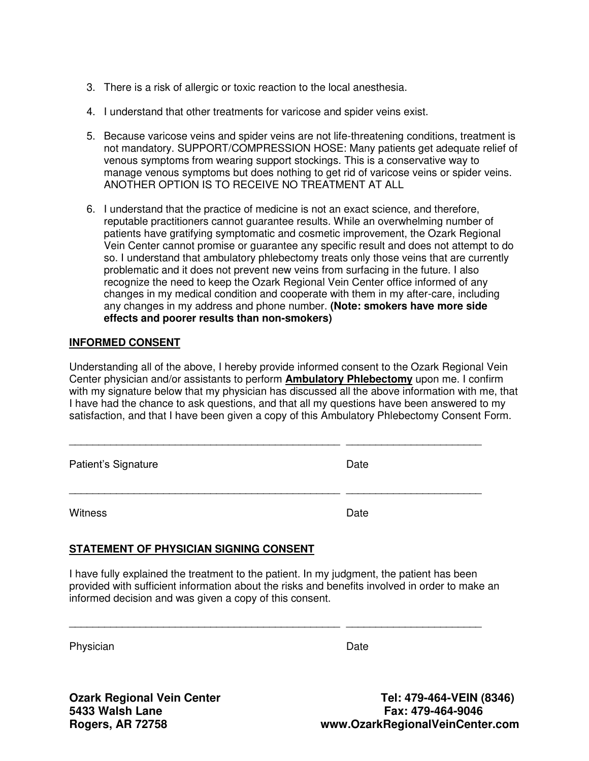3. There is a risk of allergic or toxic reaction to the local anesthesia.

4. I understand that other treatments for varicose and spider veins exist.

5. Because varicose veins and spider veins are not life-threatening conditions, treatment is not mandatory. SUPPORT/COMPRESSION HOSE: Many patients get adequate relief of venous symptoms from wearing support stockings. This is a conservative way to manage venous symptoms but does nothing to get rid of varicose veins or spider veins. ANOTHER OPTION IS TO RECEIVE NO TREATMENT AT ALL

6. I understand that the practice of medicine is not an exact science, and therefore, reputable practitioners cannot guarantee results. While an overwhelming number of patients have gratifying symptomatic and cosmetic improvement, the Ozark Regional Vein Center cannot promise or guarantee any specific result and does not attempt to do so. I understand that ambulatory phlebectomy treats only those veins that are currently problematic and it does not prevent new veins from surfacing in the future. I also recognize the need to keep the Ozark Regional Vein Center office informed of any changes in my medical condition and cooperate with them in my after-care, including any changes in my address and phone number. **(Note: smokers have more side effects and poorer results than non-smokers)**

**INFORMED CONSENT**

Understanding all of the above, I hereby provide informed consent to the Ozark Regional Vein Center physician and/or assistants to perform **Ambulatory Phlebectomy** upon me. I confirm with my signature below that my physician has discussed all the above information with me, that I have had the chance to ask questions, and that all my questions have been answered to my satisfaction, and that I have been given a copy of this Ambulatory Phlebectomy Consent Form.

_______________________________________________ _______________________

Patient's Signature Date

_______________________________________________ _______________________

Witness Date

**STATEMENT OF PHYSICIAN SIGNING CONSENT**

I have fully explained the treatment to the patient. In my judgment, the patient has been provided with sufficient information about the risks and benefits involved in order to make an informed decision and was given a copy of this consent.

_______________________________________________ _______________________

Physician Date

**Ozark Regional Vein Center**
**5433 Walsh Lane**
**Rogers, AR 72758**

**Tel: 479-464-VEIN (8346)**
**Fax: 479-464-9046**
**www.OzarkRegionalVeinCenter.com**